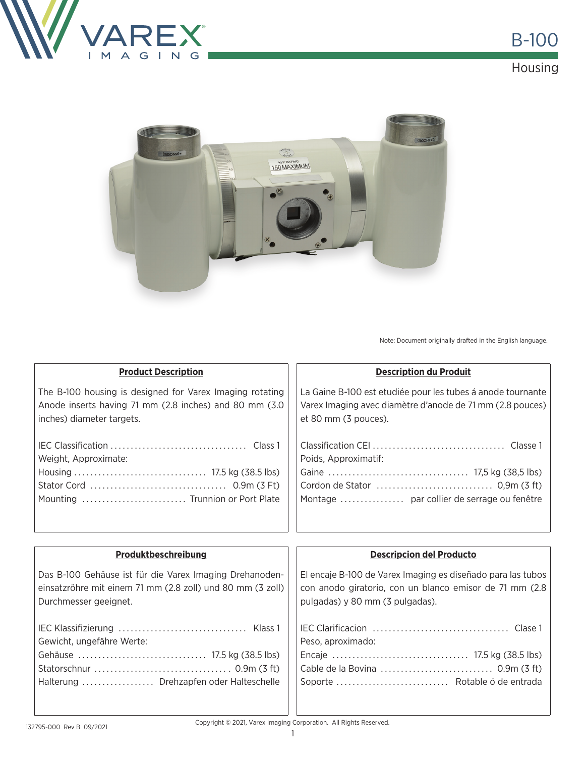# B-100

## Housing

Note: Document originally drafted in the English language.

### Product Description

The B-100 housing is designed for Varex Imaging rotating Anode inserts having 71 mm (2.8 inches) and 80 mm (3.0 inches) diameter targets.

IEC Classification .................................. Class 1
Weight, Approximate:
Housing ................................ 17.5 kg (38.5 lbs)
Stator Cord ................................. 0.9m (3 Ft)
Mounting .......................... Trunnion or Port Plate

### Description du Produit

La Gaine B-100 est etudiée pour les tubes á anode tournante Varex Imaging avec diamètre d'anode de 71 mm (2.8 pouces) et 80 mm (3 pouces).

Classification CEI ................................ Classe 1
Poids, Approximatif:
Gaine .................................. 17,5 kg (38,5 lbs)
Cordon de Stator ............................ 0,9m (3 ft)
Montage ................ par collier de serrage ou fenêtre

### Produktbeschreibung

Das B-100 Gehäuse ist für die Varex Imaging Drehanoden-einsatzröhre mit einem 71 mm (2.8 zoll) und 80 mm (3 zoll) Durchmesser geeignet.

IEC Klassifizierung ................................ Klass 1
Gewicht, ungefähre Werte:
Gehäuse ................................ 17.5 kg (38.5 lbs)
Statorschnur ................................. 0.9m (3 ft)
Halterung .................. Drehzapfen oder Halteschelle

### Descripcion del Producto

El encaje B-100 de Varex Imaging es diseñado para las tubos con anodo giratorio, con un blanco emisor de 71 mm (2.8 pulgadas) y 80 mm (3 pulgadas).

IEC Clarificacion ................................. Clase 1
Peso, aproximado:
Encaje ................................. 17.5 kg (38.5 lbs)
Cable de la Bovina ........................... 0.9m (3 ft)
Soporte ........................... Rotable ó de entrada

132795-000 Rev B 09/2021

Copyright © 2021, Varex Imaging Corporation. All Rights Reserved.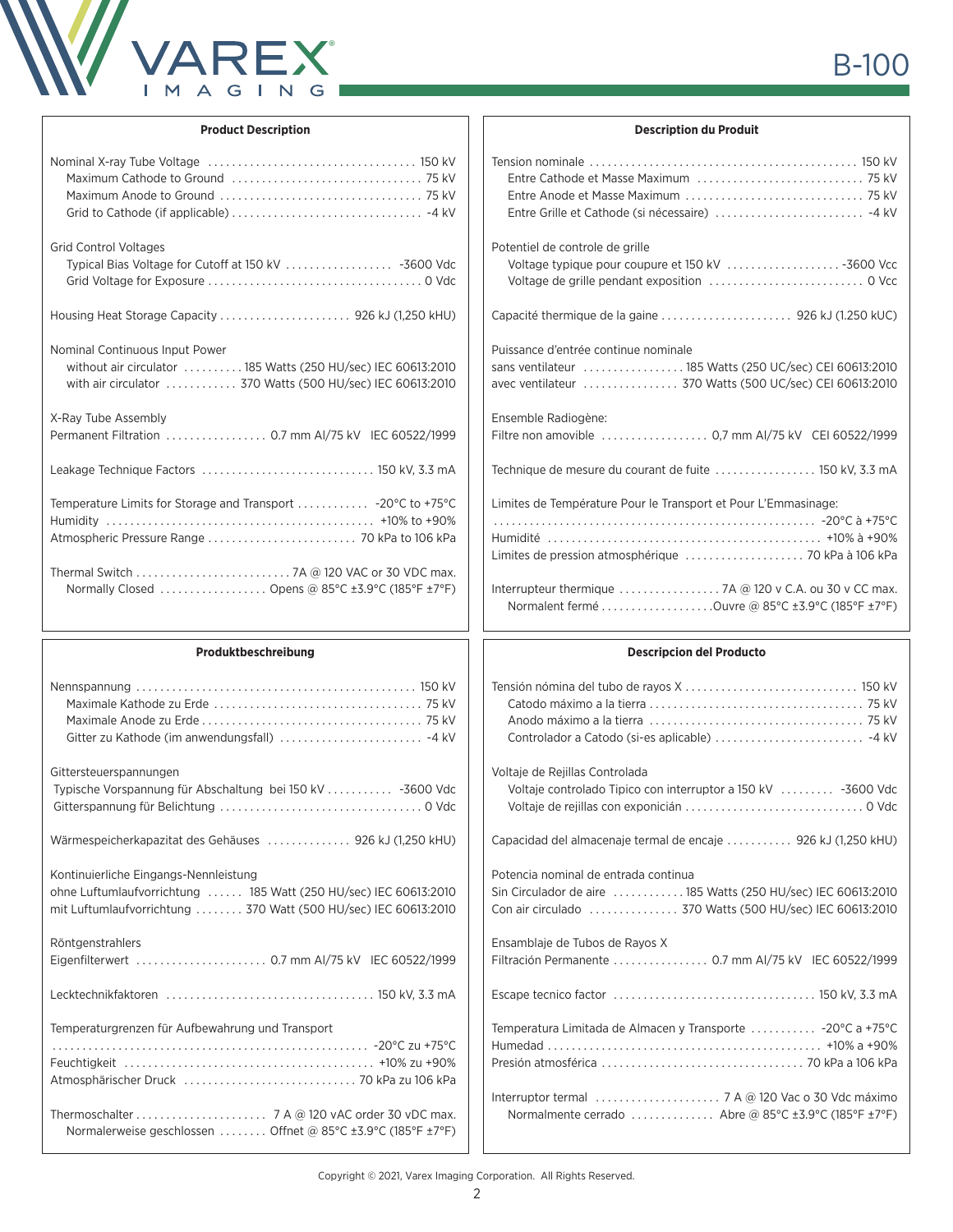# B-100

## Product Description

| | |
|---|---|
| Nominal X-ray Tube Voltage | 150 kV |
| Maximum Cathode to Ground | 75 kV |
| Maximum Anode to Ground | 75 kV |
| Grid to Cathode (if applicable) | -4 kV |

Grid Control Voltages

| | |
|---|---|
| Typical Bias Voltage for Cutoff at 150 kV | -3600 Vdc |
| Grid Voltage for Exposure | 0 Vdc |

| | |
|---|---|
| Housing Heat Storage Capacity | 926 kJ (1,250 kHU) |

Nominal Continuous Input Power

| | |
|---|---|
| without air circulator | 185 Watts (250 HU/sec) IEC 60613:2010 |
| with air circulator | 370 Watts (500 HU/sec) IEC 60613:2010 |

X-Ray Tube Assembly

| | |
|---|---|
| Permanent Filtration | 0.7 mm Al/75 kV IEC 60522/1999 |

| | |
|---|---|
| Leakage Technique Factors | 150 kV, 3.3 mA |

| | |
|---|---|
| Temperature Limits for Storage and Transport | -20°C to +75°C |
| Humidity | +10% to +90% |
| Atmospheric Pressure Range | 70 kPa to 106 kPa |

| | |
|---|---|
| Thermal Switch | 7A @ 120 VAC or 30 VDC max. |
| Normally Closed | Opens @ 85°C ±3.9°C (185°F ±7°F) |

## Description du Produit

| | |
|---|---|
| Tension nominale | 150 kV |
| Entre Cathode et Masse Maximum | 75 kV |
| Entre Anode et Masse Maximum | 75 kV |
| Entre Grille et Cathode (si nécessaire) | -4 kV |

Potentiel de controle de grille

| | |
|---|---|
| Voltage typique pour coupure et 150 kV | -3600 Vcc |
| Voltage de grille pendant exposition | 0 Vcc |

| | |
|---|---|
| Capacité thermique de la gaine | 926 kJ (1.250 kUC) |

Puissance d'entrée continue nominale

| | |
|---|---|
| sans ventilateur | 185 Watts (250 UC/sec) CEI 60613:2010 |
| avec ventilateur | 370 Watts (500 UC/sec) CEI 60613:2010 |

Ensemble Radiogène:

| | |
|---|---|
| Filtre non amovible | 0,7 mm Al/75 kV CEI 60522/1999 |

| | |
|---|---|
| Technique de mesure du courant de fuite | 150 kV, 3.3 mA |

Limites de Température Pour le Transport et Pour L'Emmasinage:

| | |
|---|---|
| | -20°C à +75°C |
| Humidité | +10% à +90% |
| Limites de pression atmosphérique | 70 kPa à 106 kPa |

| | |
|---|---|
| Interrupteur thermique | 7A @ 120 v C.A. ou 30 v CC max. |
| Normalent fermé | Ouvre @ 85°C ±3.9°C (185°F ±7°F) |

## Produktbeschreibung

| | |
|---|---|
| Nennspannung | 150 kV |
| Maximale Kathode zu Erde | 75 kV |
| Maximale Anode zu Erde | 75 kV |
| Gitter zu Kathode (im anwendungsfall) | -4 kV |

Gittersteuerspannungen

| | |
|---|---|
| Typische Vorspannung für Abschaltung bei 150 kV | -3600 Vdc |
| Gitterspannung für Belichtung | 0 Vdc |

| | |
|---|---|
| Wärmespeicherkapazitat des Gehäuses | 926 kJ (1,250 kHU) |

Kontinuierliche Eingangs-Nennleistung

| | |
|---|---|
| ohne Luftumlaufvorrichtung | 185 Watt (250 HU/sec) IEC 60613:2010 |
| mit Luftumlaufvorrichtung | 370 Watt (500 HU/sec) IEC 60613:2010 |

Röntgenstrahlers

| | |
|---|---|
| Eigenfilterwert | 0.7 mm Al/75 kV IEC 60522/1999 |

| | |
|---|---|
| Lecktechnikfaktoren | 150 kV, 3.3 mA |

Temperaturgrenzen für Aufbewahrung und Transport

| | |
|---|---|
| | -20°C zu +75°C |
| Feuchtigkeit | +10% zu +90% |
| Atmosphärischer Druck | 70 kPa zu 106 kPa |

| | |
|---|---|
| Thermoschalter | 7 A @ 120 vAC order 30 vDC max. |
| Normalerweise geschlossen | Offnet @ 85°C ±3.9°C (185°F ±7°F) |

## Descripcion del Producto

| | |
|---|---|
| Tensión nómina del tubo de rayos X | 150 kV |
| Catodo máximo a la tierra | 75 kV |
| Anodo máximo a la tierra | 75 kV |
| Controlador a Catodo (si-es aplicable) | -4 kV |

Voltaje de Rejillas Controlada

| | |
|---|---|
| Voltaje controlado Tipico con interruptor a 150 kV | -3600 Vdc |
| Voltaje de rejillas con exponición | 0 Vdc |

| | |
|---|---|
| Capacidad del almacenaje termal de encaje | 926 kJ (1,250 kHU) |

Potencia nominal de entrada continua

| | |
|---|---|
| Sin Circulador de aire | 185 Watts (250 HU/sec) IEC 60613:2010 |
| Con air circulado | 370 Watts (500 HU/sec) IEC 60613:2010 |

Ensamblaje de Tubos de Rayos X

| | |
|---|---|
| Filtración Permanente | 0.7 mm Al/75 kV IEC 60522/1999 |

| | |
|---|---|
| Escape tecnico factor | 150 kV, 3.3 mA |

| | |
|---|---|
| Temperatura Limitada de Almacen y Transporte | -20°C a +75°C |
| Humedad | +10% a +90% |
| Presión atmosférica | 70 kPa a 106 kPa |

| | |
|---|---|
| Interruptor termal | 7 A @ 120 Vac o 30 Vdc máximo |
| Normalmente cerrado | Abre @ 85°C ±3.9°C (185°F ±7°F) |

Copyright © 2021, Varex Imaging Corporation. All Rights Reserved.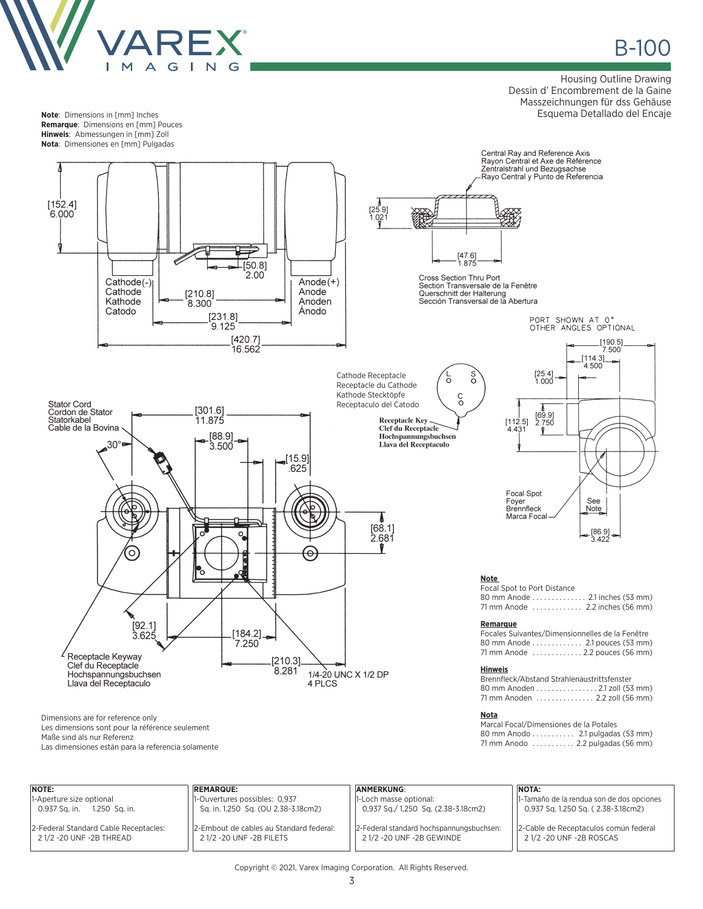# B-100

Housing Outline Drawing
Dessin d' Encombrement de la Gaine
Masszeichnungen für dss Gehäuse
Esquema Detallado del Encaje

**Note**: Dimensions in [mm] Inches
**Remarque**: Dimensions en [mm] Pouces
**Hinweis**: Abmessungen in [mm] Zoll
**Nota**: Dimensiones en [mm] Pulgadas

[152.4] 6.000

[50.8] 2.00

Cathode(-) Cathode Kathode Catodo

[210.8] 8.300

[231.8] 9.125

[420.7] 16.562

Anode(+) Anode Anoden Ánodo

Central Ray and Reference Axis
Rayon Central et Axe de Référence
Zentralstrahl und Bezugsachse
Rayo Central y Punto de Referencia

[25.9] 1.021

[47.6] 1.875

Cross Section Thru Port
Section Transversale de la Fenêtre
Querschnitt der Halterung
Sección Transversal de la Abertura

PORT SHOWN AT 0°
OTHER ANGLES OPTIONAL

[190.5] 7.500

[114.3] 4.500

[25.4] 1.000

[112.5] 4.431

[69.9] 2.750

Cathode Receptacle
Receptacle du Cathode
Kathode Stecktöpfe
Receptaculo del Catodo

L S C

Receptacle Key
Clef du Receptacle
Hochspannungsbuchsen
Llava del Receptaculo

Stator Cord
Cordon de Stator
Statorkabel
Cable de la Bovina

30°

[301.6] 11.875

[88.9] 3.500

[15.9] .625

[68.1] 2.681

Focal Spot
Foyer
Brennfleck
Marca Focal

See Note

[86.9] 3.422

[92.1] 3.625

[184.2] 7.250

[210.3] 8.281

1/4-20 UNC X 1/2 DP
4 PLCS

Receptacle Keyway
Clef du Receptacle
Hochspannungsbuchsen
Llava del Receptaculo

**Note**
Focal Spot to Port Distance
80 mm Anode .............. 2.1 inches (53 mm)
71 mm Anode ............. 2.2 inches (56 mm)

**Remarque**
Focales Suivantes/Dimensionnelles de la Fenêtre
80 mm Anode ............. 2.1 pouces (53 mm)
71 mm Anode ............. 2.2 pouces (56 mm)

**Hinweis**
Brennfleck/Abstand Strahlenaustrittsfenster
80 mm Anoden ................ 2.1 zoll (53 mm)
71 mm Anoden ............... 2.2 zoll (56 mm)

**Nota**
Marcal Focal/Dimensiones de la Potales
80 mm Anodo ........... 2.1 pulgadas (53 mm)
71 mm Anodo ........... 2.2 pulgadas (56 mm)

Dimensions are for reference only
Les dimensions sont pour la référence seulement
Maße sind als nur Referenz
Las dimensiones están para la referencia solamente

| NOTE: | REMARQUE: | ANMERKUNG: | NOTA: |
|---|---|---|---|
| 1-Aperture size optional 0.937 Sq. in. 1.250 Sq. in. | 1-Ouvertures possibles: 0,937 Sq. in. 1.250 Sq. (OU 2.38-3.18cm2) | 1-Loch masse optional: 0,937 Sq./ 1,250 Sq. (2.38-3.18cm2) | 1-Tamaño de la rendua son de dos opciones 0,937 Sq. 1.250 Sq. ( 2.38-3.18cm2) |
| 2-Federal Standard Cable Receptacles: 2 1/2 -20 UNF -2B THREAD | 2-Embout de cables au Standard federal: 2 1/2 -20 UNF -2B FILETS | 2-Federal standard hochspannungsbuchsen: 2 1/2 -20 UNF -2B GEWINDE | 2-Cable de Receptaculos común federal 2 1/2 -20 UNF -2B ROSCAS |

Copyright © 2021, Varex Imaging Corporation. All Rights Reserved.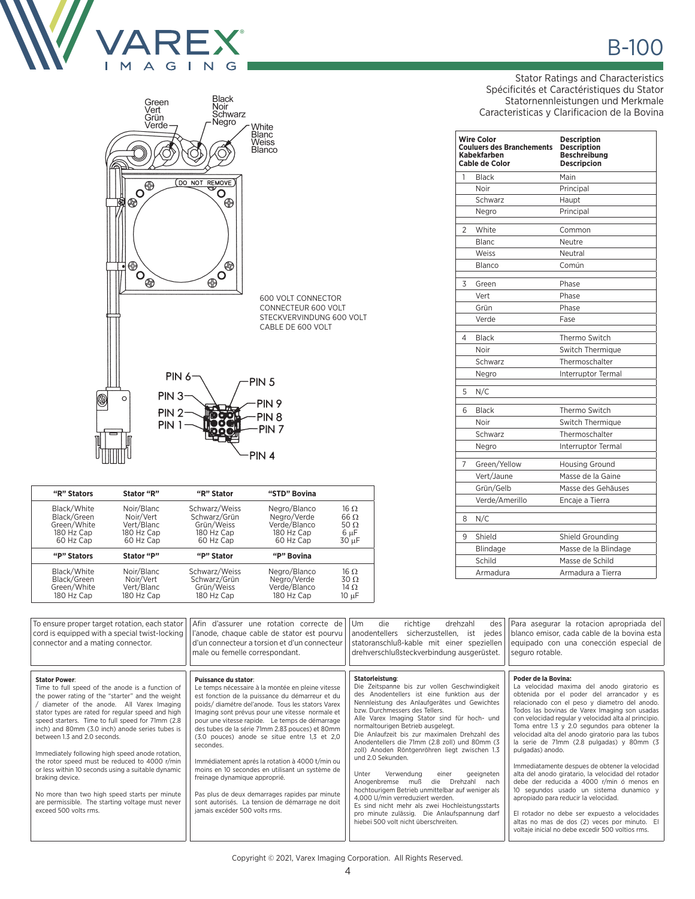# B-100

Stator Ratings and Characteristics
Spécificités et Caractéristiques du Stator
Statornennleistungen und Merkmale
Caracteristicas y Clarificacion de la Bovina

Green / Vert / Grün / Verde

Black / Noir / Schwarz / Negro

White / Blanc / Weiss / Blanco

DO NOT REMOVE

600 VOLT CONNECTOR
CONNECTEUR 600 VOLT
STECKVERVINDUNG 600 VOLT
CABLE DE 600 VOLT

PIN 6, PIN 5, PIN 3, PIN 9, PIN 2, PIN 8, PIN 1, PIN 7, PIN 4

| | Wire Color / Couluers des Branchements / Kabekfarben / Cable de Color | Description / Description / Beschreibung / Descripcion |
|---|---|---|
| 1 | Black | Main |
| | Noir | Principal |
| | Schwarz | Haupt |
| | Negro | Principal |
| 2 | White | Common |
| | Blanc | Neutre |
| | Weiss | Neutral |
| | Blanco | Común |
| 3 | Green | Phase |
| | Vert | Phase |
| | Grün | Phase |
| | Verde | Fase |
| 4 | Black | Thermo Switch |
| | Noir | Switch Thermique |
| | Schwarz | Thermoschalter |
| | Negro | Interruptor Termal |
| 5 | N/C | |
| 6 | Black | Thermo Switch |
| | Noir | Switch Thermique |
| | Schwarz | Thermoschalter |
| | Negro | Interruptor Termal |
| 7 | Green/Yellow | Housing Ground |
| | Vert/Jaune | Masse de la Gaine |
| | Grün/Gelb | Masse des Gehäuses |
| | Verde/Amerillo | Encaje a Tierra |
| 8 | N/C | |
| 9 | Shield | Shield Grounding |
| | Blindage | Masse de la Blindage |
| | Schild | Masse de Schild |
| | Armadura | Armadura a Tierra |

| "R" Stators | Stator "R" | "R" Stator | "STD" Bovina | |
|---|---|---|---|---|
| Black/White | Noir/Blanc | Schwarz/Weiss | Negro/Blanco | 16 Ω |
| Black/Green | Noir/Vert | Schwarz/Grün | Negro/Verde | 66 Ω |
| Green/White | Vert/Blanc | Grün/Weiss | Verde/Blanco | 50 Ω |
| 180 Hz Cap | 180 Hz Cap | 180 Hz Cap | 180 Hz Cap | 6 µF |
| 60 Hz Cap | 60 Hz Cap | 60 Hz Cap | 60 Hz Cap | 30 µF |
| **"P" Stators** | **Stator "P"** | **"P" Stator** | **"P" Bovina** | |
| Black/White | Noir/Blanc | Schwarz/Weiss | Negro/Blanco | 16 Ω |
| Black/Green | Noir/Vert | Schwarz/Grün | Negro/Verde | 30 Ω |
| Green/White | Vert/Blanc | Grün/Weiss | Verde/Blanco | 14 Ω |
| 180 Hz Cap | 180 Hz Cap | 180 Hz Cap | 180 Hz Cap | 10 µF |

To ensure proper target rotation, each stator cord is equipped with a special twist-locking connector and a mating connector.

Afin d'assurer une rotation correcte de l'anode, chaque cable de stator est pourvu d'un connecteur a torsion et d'un connecteur male ou femelle correspondant.

Um die richtige drehzahl des anodentellers sicherzustellen, ist jedes statoranschluß-kable mit einer speziellen drehverschlußsteckverbindung ausgerüstet.

Para asegurar la rotacion apropriada del blanco emisor, cada cable de la bovina esta equipado con una conección especial de seguro rotable.

**Stator Power**:
Time to full speed of the anode is a function of the power rating of the "starter" and the weight / diameter of the anode. All Varex Imaging stator types are rated for regular speed and high speed starters. Time to full speed for 71mm (2.8 inch) and 80mm (3.0 inch) anode series tubes is between 1.3 and 2.0 seconds.

Immediately following high speed anode rotation, the rotor speed must be reduced to 4000 r/min or less within 10 seconds using a suitable dynamic braking device.

No more than two high speed starts per minute are permissible. The starting voltage must never exceed 500 volts rms.

**Puissance du stator**:
Le temps nécessaire à la montée en pleine vitesse est fonction de la puissance du démarreur et du poids/ diamétre del'anode. Tous les stators Varex Imaging sont prévus pour une vitesse normale et pour une vitesse rapide. Le temps de démarrage des tubes de la série 71mm 2.83 pouces) et 80mm (3.0 pouces) anode se situe entre 1,3 et 2,0 secondes.

Immédiatement aprés la rotation à 4000 t/min ou moins en 10 secondes en utilisant un système de freinage dynamique approprié.

Pas plus de deux demarrages rapides par minute sont autorisés. La tension de démarrage ne doit jamais excéder 500 volts rms.

**Statorleistung**:
Die Zeitspanne bis zur vollen Geschwindigkeit des Anodentellers ist eine funktion aus der Nennleistung des Anlaufgerätes und Gewichtes bzw. Durchmessers des Tellers.
Alle Varex Imaging Stator sind für hoch- und normaltourigen Betrieb ausgelegt.
Die Anlaufzeit bis zur maximalen Drehzahl des Anodentellers die 71mm (2.8 zoll) und 80mm (3 zoll) Anoden Röntgenröhren liegt zwischen 1.3 und 2.0 Sekunden.

Unter Verwendung einer geeigneten Anogenbremse muß die Drehzahl nach hochtourigem Betrieb unmittelbar auf weniger als 4,000 U/min verreduziert werden.
Es sind nicht mehr als zwei Hochleistungsstarts pro minute zulässig. Die Anlaufspannung darf hiebei 500 volt nicht überschreiten.

**Poder de la Bovina:**
La velocidad maxima del anodo giratorio es obtenida por el poder del arrancador y es relacionado con el peso y diametro del anodo. Todos las bovinas de Varex Imaging son usadas con velocidad regular y velocidad alta al principio. Toma entre 1.3 y 2.0 segundos para obtener la velocidad alta del anodo giratorio para las tubos la serie de 71mm (2.8 pulgadas) y 80mm (3 pulgadas) anodo.

Immediatamente despues de obtener la velocidad alta del anodo giratario, la velocidad del rotador debe der reducida a 4000 r/min ó menos en 10 segundos usado un sistema dunamico y apropiado para reducir la velocidad.

El rotador no debe ser expuesto a velocidades altas no mas de dos (2) veces por minuto. El voltaje inicial no debe excedir 500 voltios rms.

Copyright © 2021, Varex Imaging Corporation. All Rights Reserved.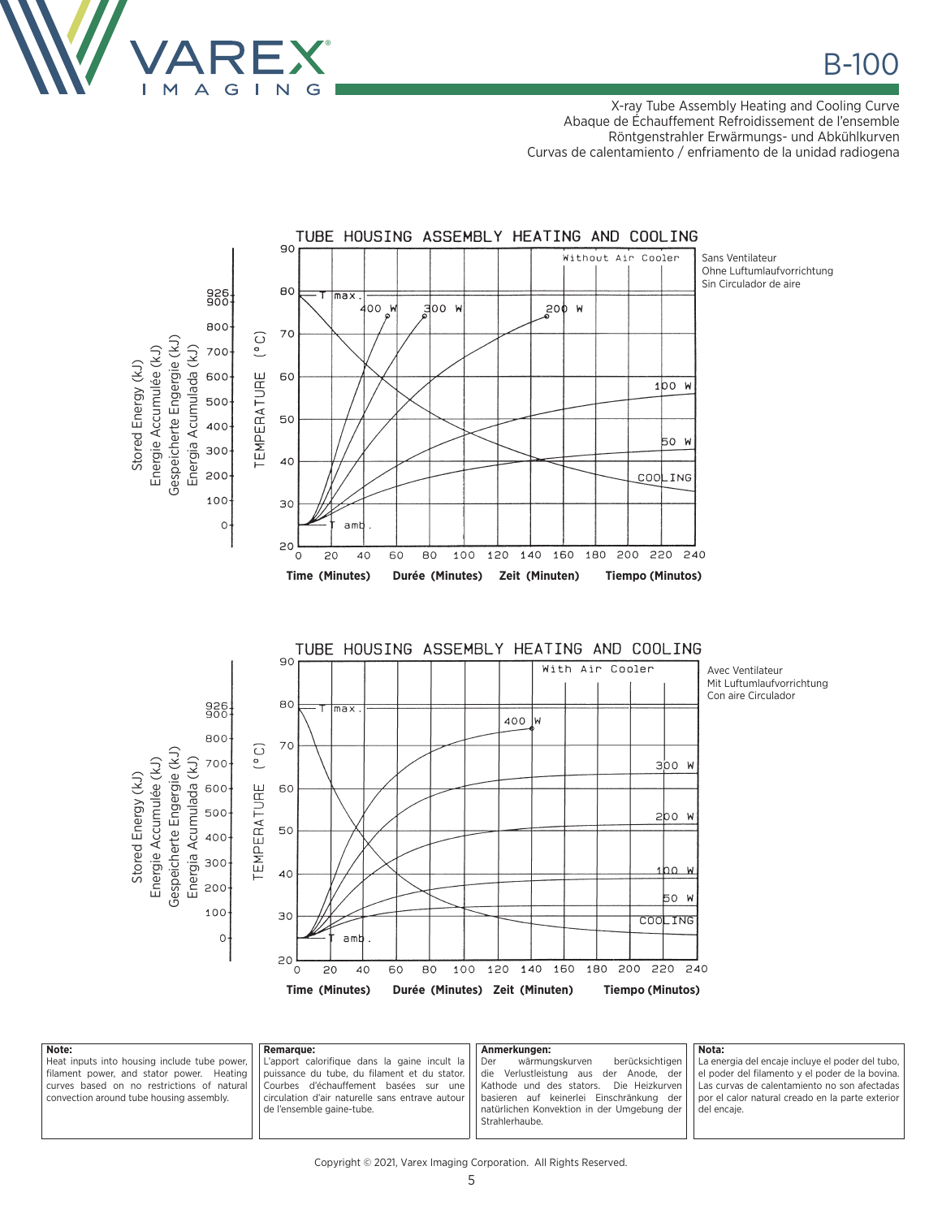# B-100

X-ray Tube Assembly Heating and Cooling Curve
Abaque de Échauffement Refroidissement de l'ensemble
Röntgenstrahler Erwärmungs- und Abkühlkurven
Curvas de calentamiento / enfriamento de la unidad radiogena

## TUBE HOUSING ASSEMBLY HEATING AND COOLING

Without Air Cooler

Sans Ventilateur
Ohne Luftumlaufvorrichtung
Sin Circulador de aire

Stored Energy (kJ) / Energie Accumulée (kJ) / Gespeicherte Engergie (kJ) / Energia Acumulada (kJ): 0, 100, 200, 300, 400, 500, 600, 700, 800, 900, 926

TEMPERATURE (°C): 20, 30, 40, 50, 60, 70, 80, 90

T max., T amb., 400 W, 300 W, 200 W, 100 W, 50 W, COOLING

Time (Minutes) Durée (Minutes) Zeit (Minuten) Tiempo (Minutos): 0, 20, 40, 60, 80, 100, 120, 140, 160, 180, 200, 220, 240

## TUBE HOUSING ASSEMBLY HEATING AND COOLING

With Air Cooler

Avec Ventilateur
Mit Luftumlaufvorrichtung
Con aire Circulador

Stored Energy (kJ) / Energie Accumulée (kJ) / Gespeicherte Engergie (kJ) / Energia Acumulada (kJ): 0, 100, 200, 300, 400, 500, 600, 700, 800, 900, 926

TEMPERATURE (°C): 20, 30, 40, 50, 60, 70, 80, 90

T max., T amb., 400 W, 300 W, 200 W, 100 W, 50 W, COOLING

Time (Minutes) Durée (Minutes) Zeit (Minuten) Tiempo (Minutos): 0, 20, 40, 60, 80, 100, 120, 140, 160, 180, 200, 220, 240

**Note:**
Heat inputs into housing include tube power, filament power, and stator power. Heating curves based on no restrictions of natural convection around tube housing assembly.

**Remarque:**
L'apport calorifique dans la gaine incult la puissance du tube, du filament et du stator. Courbes d'échauffement basées sur une circulation d'air naturelle sans entrave autour de l'ensemble gaine-tube.

**Anmerkungen:**
Der wärmungskurven berücksichtigen die Verlustleistung aus der Anode, der Kathode und des stators. Die Heizkurven basieren auf keinerlei Einschränkung der natürlichen Konvektion in der Umgebung der Strahlerhaube.

**Nota:**
La energia del encaje incluye el poder del tubo, el poder del filamento y el poder de la bovina. Las curvas de calentamiento no son afectadas por el calor natural creado en la parte exterior del encaje.

Copyright © 2021, Varex Imaging Corporation. All Rights Reserved.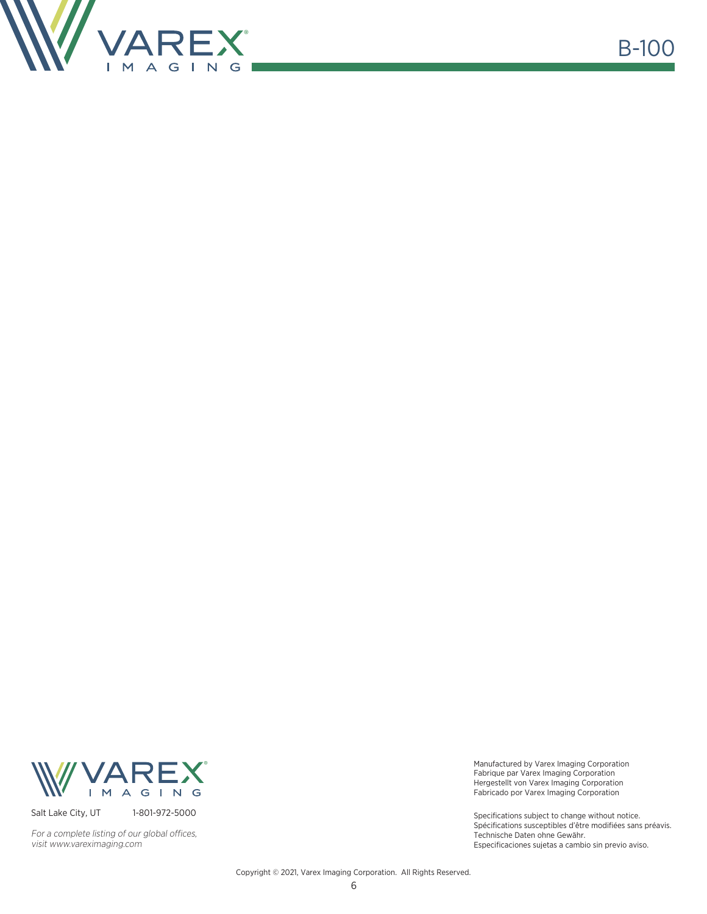Salt Lake City, UT 1-801-972-5000

*For a complete listing of our global offices, visit www.vareximaging.com*

Manufactured by Varex Imaging Corporation
Fabrique par Varex Imaging Corporation
Hergestellt von Varex Imaging Corporation
Fabricado por Varex Imaging Corporation

Specifications subject to change without notice.
Spécifications susceptibles d'être modifiées sans préavis.
Technische Daten ohne Gewähr.
Especificaciones sujetas a cambio sin previo aviso.

Copyright © 2021, Varex Imaging Corporation. All Rights Reserved.